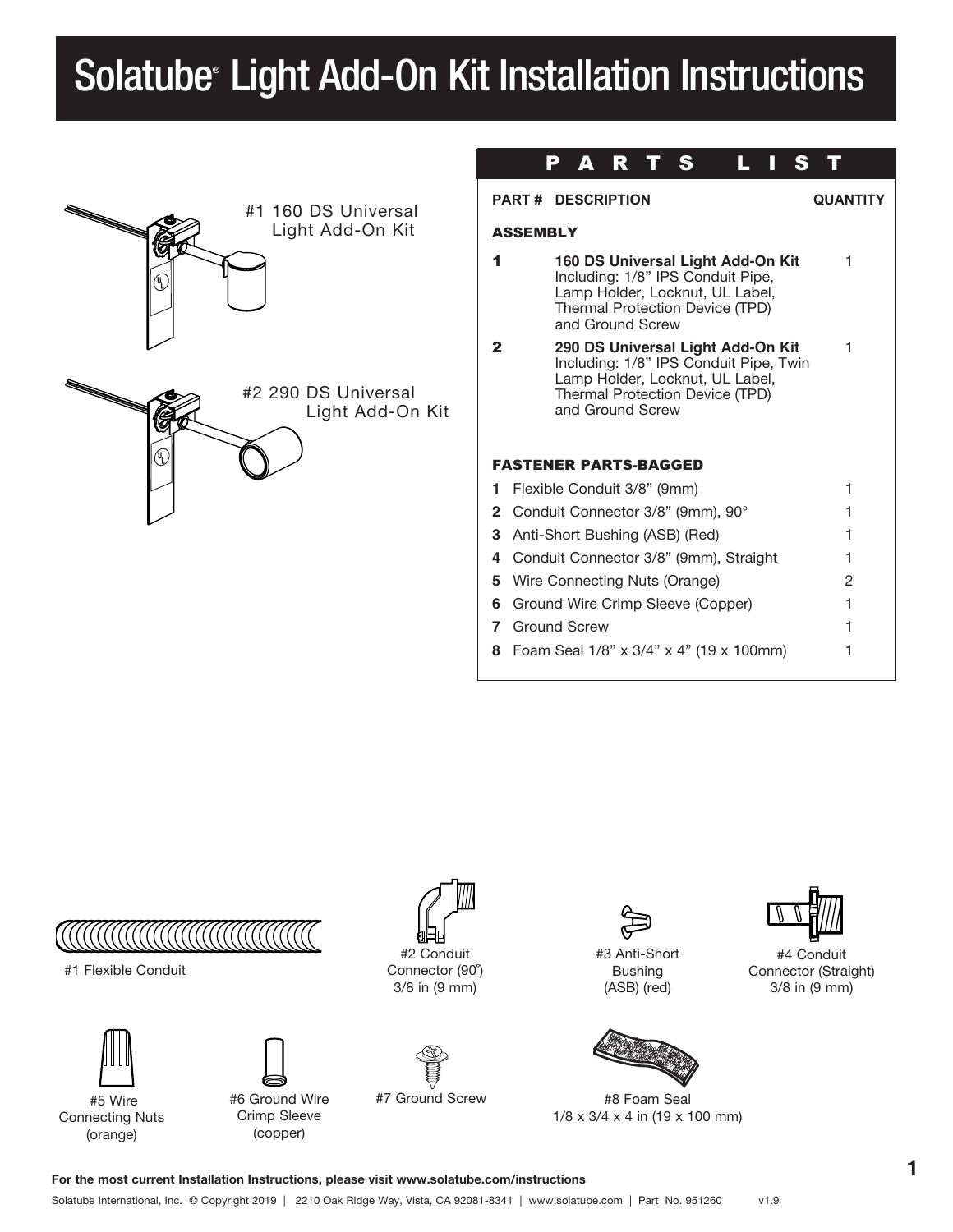# Solatube® Light Add-On Kit Installation Instructions

#1 160 DS Universal Light Add-On Kit

#2 290 DS Universal Light Add-On Kit

## PARTS LIST

| PART # | DESCRIPTION | QUANTITY |
|---|---|---|
| **ASSEMBLY** | | |
| **1** | **160 DS Universal Light Add-On Kit** Including: 1/8" IPS Conduit Pipe, Lamp Holder, Locknut, UL Label, Thermal Protection Device (TPD) and Ground Screw | 1 |
| **2** | **290 DS Universal Light Add-On Kit** Including: 1/8" IPS Conduit Pipe, Twin Lamp Holder, Locknut, UL Label, Thermal Protection Device (TPD) and Ground Screw | 1 |
| **FASTENER PARTS-BAGGED** | | |
| **1** | Flexible Conduit 3/8" (9mm) | 1 |
| **2** | Conduit Connector 3/8" (9mm), 90° | 1 |
| **3** | Anti-Short Bushing (ASB) (Red) | 1 |
| **4** | Conduit Connector 3/8" (9mm), Straight | 1 |
| **5** | Wire Connecting Nuts (Orange) | 2 |
| **6** | Ground Wire Crimp Sleeve (Copper) | 1 |
| **7** | Ground Screw | 1 |
| **8** | Foam Seal 1/8" x 3/4" x 4" (19 x 100mm) | 1 |

#1 Flexible Conduit

#2 Conduit Connector (90˚) 3/8 in (9 mm)

#3 Anti-Short Bushing (ASB) (red)

#4 Conduit Connector (Straight) 3/8 in (9 mm)

#5 Wire Connecting Nuts (orange)

#6 Ground Wire Crimp Sleeve (copper)

#7 Ground Screw

#8 Foam Seal 1/8 x 3/4 x 4 in (19 x 100 mm)

**For the most current Installation Instructions, please visit www.solatube.com/instructions**

Solatube International, Inc. © Copyright 2019 | 2210 Oak Ridge Way, Vista, CA 92081-8341 | www.solatube.com | Part No. 951260 v1.9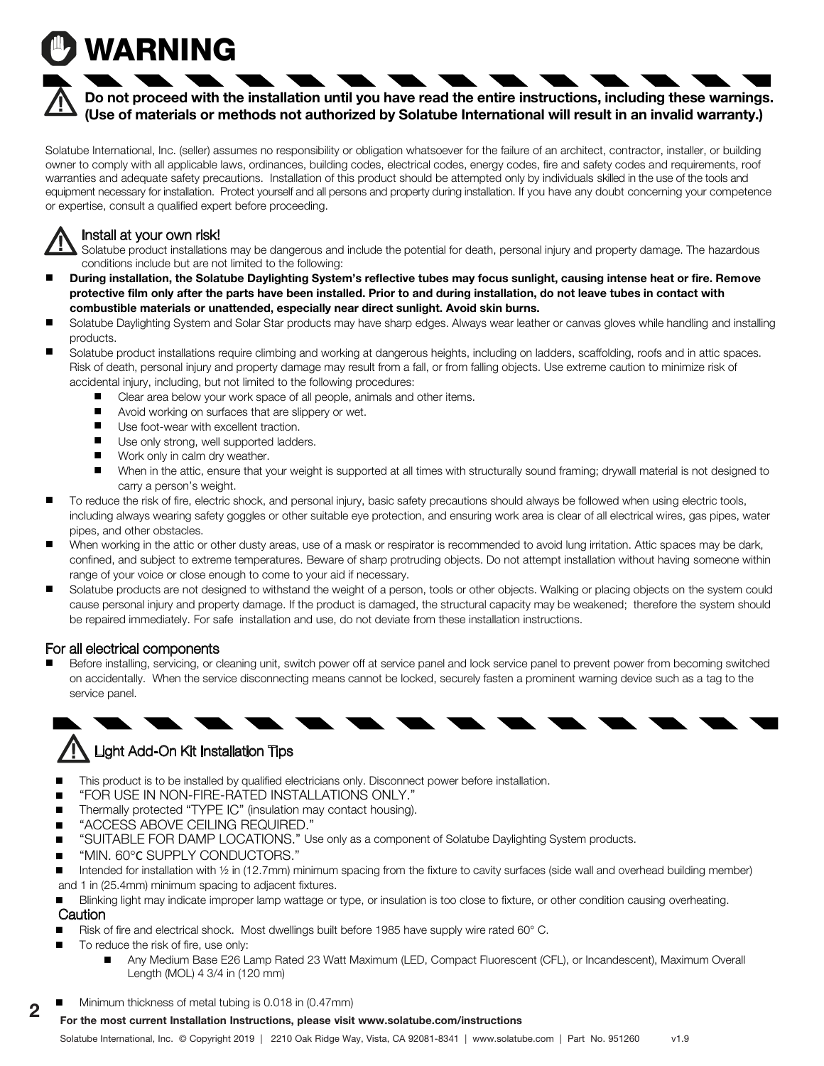# WARNING

**Do not proceed with the installation until you have read the entire instructions, including these warnings. (Use of materials or methods not authorized by Solatube International will result in an invalid warranty.)**

Solatube International, Inc. (seller) assumes no responsibility or obligation whatsoever for the failure of an architect, contractor, installer, or building owner to comply with all applicable laws, ordinances, building codes, electrical codes, energy codes, fire and safety codes and requirements, roof warranties and adequate safety precautions. Installation of this product should be attempted only by individuals skilled in the use of the tools and equipment necessary for installation. Protect yourself and all persons and property during installation. If you have any doubt concerning your competence or expertise, consult a qualified expert before proceeding.

## Install at your own risk!

Solatube product installations may be dangerous and include the potential for death, personal injury and property damage. The hazardous conditions include but are not limited to the following:

- **During installation, the Solatube Daylighting System's reflective tubes may focus sunlight, causing intense heat or fire. Remove protective film only after the parts have been installed. Prior to and during installation, do not leave tubes in contact with combustible materials or unattended, especially near direct sunlight. Avoid skin burns.**
- Solatube Daylighting System and Solar Star products may have sharp edges. Always wear leather or canvas gloves while handling and installing products.
- Solatube product installations require climbing and working at dangerous heights, including on ladders, scaffolding, roofs and in attic spaces. Risk of death, personal injury and property damage may result from a fall, or from falling objects. Use extreme caution to minimize risk of accidental injury, including, but not limited to the following procedures:
  - Clear area below your work space of all people, animals and other items.
  - Avoid working on surfaces that are slippery or wet.
  - Use foot-wear with excellent traction.
  - Use only strong, well supported ladders.
  - Work only in calm dry weather.
  - When in the attic, ensure that your weight is supported at all times with structurally sound framing; drywall material is not designed to carry a person's weight.
- To reduce the risk of fire, electric shock, and personal injury, basic safety precautions should always be followed when using electric tools, including always wearing safety goggles or other suitable eye protection, and ensuring work area is clear of all electrical wires, gas pipes, water pipes, and other obstacles.
- When working in the attic or other dusty areas, use of a mask or respirator is recommended to avoid lung irritation. Attic spaces may be dark, confined, and subject to extreme temperatures. Beware of sharp protruding objects. Do not attempt installation without having someone within range of your voice or close enough to come to your aid if necessary.
- Solatube products are not designed to withstand the weight of a person, tools or other objects. Walking or placing objects on the system could cause personal injury and property damage. If the product is damaged, the structural capacity may be weakened; therefore the system should be repaired immediately. For safe installation and use, do not deviate from these installation instructions.

## For all electrical components

- Before installing, servicing, or cleaning unit, switch power off at service panel and lock service panel to prevent power from becoming switched on accidentally. When the service disconnecting means cannot be locked, securely fasten a prominent warning device such as a tag to the service panel.

## Light Add-On Kit Installation Tips

- This product is to be installed by qualified electricians only. Disconnect power before installation.
- "FOR USE IN NON-FIRE-RATED INSTALLATIONS ONLY."
- Thermally protected "TYPE IC" (insulation may contact housing).
- "ACCESS ABOVE CEILING REQUIRED."
- "SUITABLE FOR DAMP LOCATIONS." Use only as a component of Solatube Daylighting System products.
- "MIN. 60°C SUPPLY CONDUCTORS."
- Intended for installation with ½ in (12.7mm) minimum spacing from the fixture to cavity surfaces (side wall and overhead building member) and 1 in (25.4mm) minimum spacing to adjacent fixtures.
- Blinking light may indicate improper lamp wattage or type, or insulation is too close to fixture, or other condition causing overheating.

### Caution

- Risk of fire and electrical shock. Most dwellings built before 1985 have supply wire rated 60° C.
- To reduce the risk of fire, use only:
  - Any Medium Base E26 Lamp Rated 23 Watt Maximum (LED, Compact Fluorescent (CFL), or Incandescent), Maximum Overall Length (MOL) 4 3/4 in (120 mm)
- Minimum thickness of metal tubing is 0.018 in (0.47mm)

**For the most current Installation Instructions, please visit www.solatube.com/instructions**

Solatube International, Inc. © Copyright 2019 | 2210 Oak Ridge Way, Vista, CA 92081-8341 | www.solatube.com | Part No. 951260 v1.9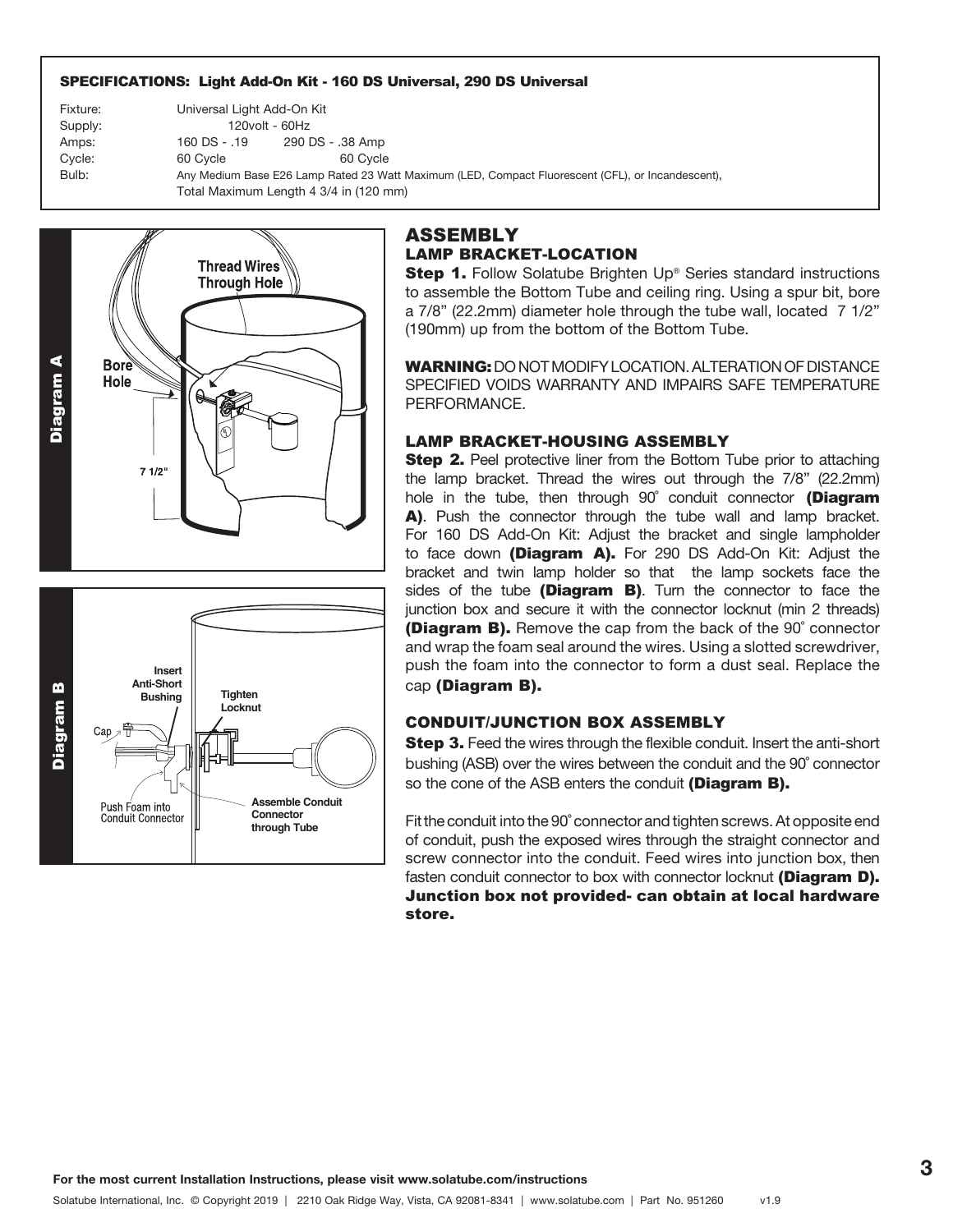**SPECIFICATIONS: Light Add-On Kit - 160 DS Universal, 290 DS Universal**

| | | |
|---|---|---|
| Fixture: | Universal Light Add-On Kit | |
| Supply: | 120volt - 60Hz | |
| Amps: | 160 DS - .19 | 290 DS - .38 Amp |
| Cycle: | 60 Cycle | 60 Cycle |
| Bulb: | Any Medium Base E26 Lamp Rated 23 Watt Maximum (LED, Compact Fluorescent (CFL), or Incandescent), Total Maximum Length 4 3/4 in (120 mm) | |

Diagram A

Thread Wires Through Hole

Bore Hole

7 1/2"

Diagram B

Insert Anti-Short Bushing

Tighten Locknut

Cap

Push Foam into Conduit Connector

Assemble Conduit Connector through Tube

# ASSEMBLY

## LAMP BRACKET-LOCATION

**Step 1.** Follow Solatube Brighten Up® Series standard instructions to assemble the Bottom Tube and ceiling ring. Using a spur bit, bore a 7/8" (22.2mm) diameter hole through the tube wall, located 7 1/2" (190mm) up from the bottom of the Bottom Tube.

**WARNING:** DO NOT MODIFY LOCATION. ALTERATION OF DISTANCE SPECIFIED VOIDS WARRANTY AND IMPAIRS SAFE TEMPERATURE PERFORMANCE.

## LAMP BRACKET-HOUSING ASSEMBLY

**Step 2.** Peel protective liner from the Bottom Tube prior to attaching the lamp bracket. Thread the wires out through the 7/8" (22.2mm) hole in the tube, then through 90˚ conduit connector **(Diagram A)**. Push the connector through the tube wall and lamp bracket. For 160 DS Add-On Kit: Adjust the bracket and single lampholder to face down **(Diagram A).** For 290 DS Add-On Kit: Adjust the bracket and twin lamp holder so that the lamp sockets face the sides of the tube **(Diagram B)**. Turn the connector to face the junction box and secure it with the connector locknut (min 2 threads) **(Diagram B).** Remove the cap from the back of the 90˚ connector and wrap the foam seal around the wires. Using a slotted screwdriver, push the foam into the connector to form a dust seal. Replace the cap **(Diagram B).**

## CONDUIT/JUNCTION BOX ASSEMBLY

**Step 3.** Feed the wires through the flexible conduit. Insert the anti-short bushing (ASB) over the wires between the conduit and the 90˚ connector so the cone of the ASB enters the conduit **(Diagram B).**

Fit the conduit into the 90˚ connector and tighten screws. At opposite end of conduit, push the exposed wires through the straight connector and screw connector into the conduit. Feed wires into junction box, then fasten conduit connector to box with connector locknut **(Diagram D). Junction box not provided- can obtain at local hardware store.**

For the most current Installation Instructions, please visit www.solatube.com/instructions

Solatube International, Inc. © Copyright 2019 | 2210 Oak Ridge Way, Vista, CA 92081-8341 | www.solatube.com | Part No. 951260 v1.9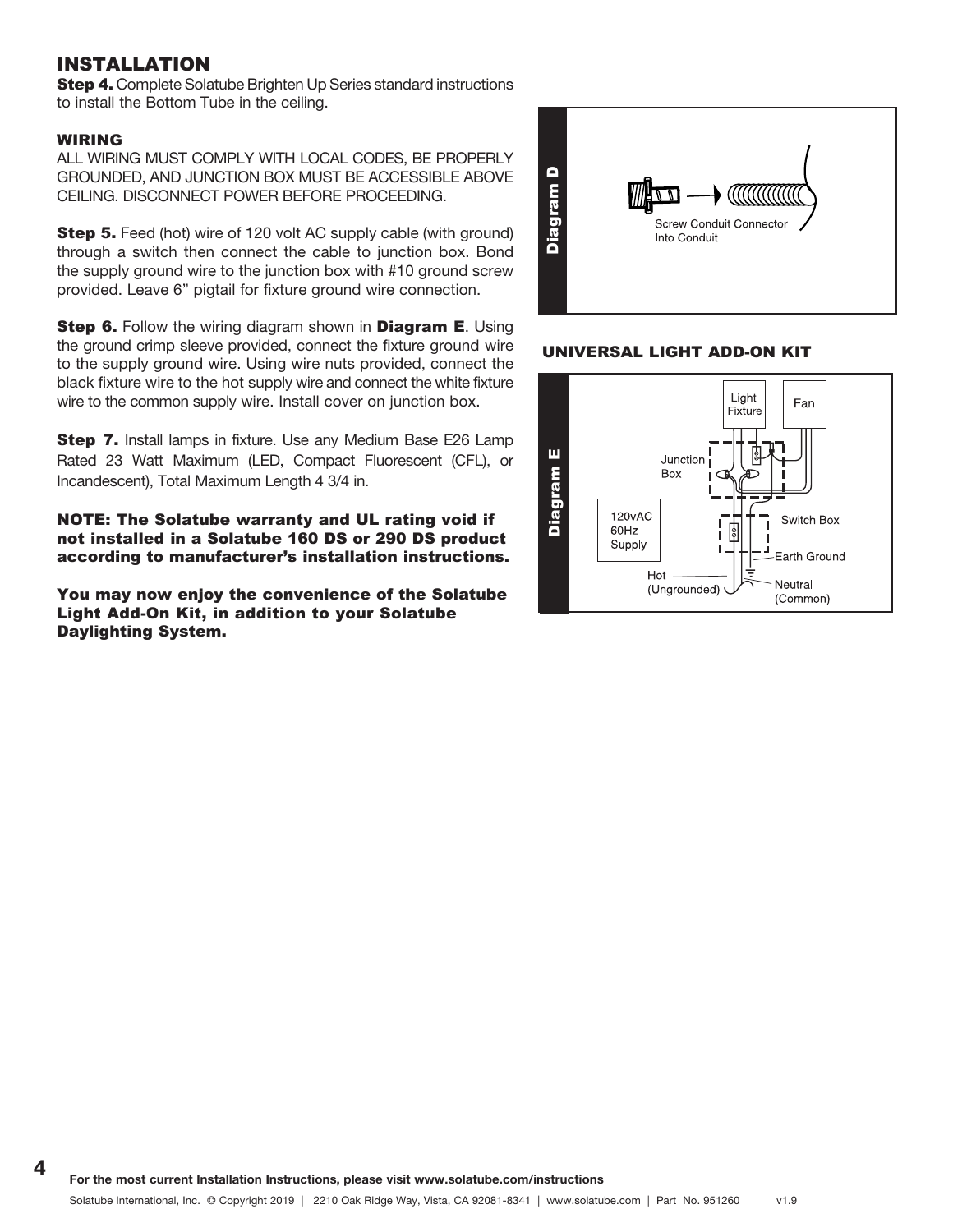## INSTALLATION

**Step 4.** Complete Solatube Brighten Up Series standard instructions to install the Bottom Tube in the ceiling.

### WIRING

ALL WIRING MUST COMPLY WITH LOCAL CODES, BE PROPERLY GROUNDED, AND JUNCTION BOX MUST BE ACCESSIBLE ABOVE CEILING. DISCONNECT POWER BEFORE PROCEEDING.

**Step 5.** Feed (hot) wire of 120 volt AC supply cable (with ground) through a switch then connect the cable to junction box. Bond the supply ground wire to the junction box with #10 ground screw provided. Leave 6" pigtail for fixture ground wire connection.

**Step 6.** Follow the wiring diagram shown in **Diagram E**. Using the ground crimp sleeve provided, connect the fixture ground wire to the supply ground wire. Using wire nuts provided, connect the black fixture wire to the hot supply wire and connect the white fixture wire to the common supply wire. Install cover on junction box.

**Step 7.** Install lamps in fixture. Use any Medium Base E26 Lamp Rated 23 Watt Maximum (LED, Compact Fluorescent (CFL), or Incandescent), Total Maximum Length 4 3/4 in.

**NOTE: The Solatube warranty and UL rating void if not installed in a Solatube 160 DS or 290 DS product according to manufacturer's installation instructions.**

**You may now enjoy the convenience of the Solatube Light Add-On Kit, in addition to your Solatube Daylighting System.**

Diagram D

Screw Conduit Connector Into Conduit

### UNIVERSAL LIGHT ADD-ON KIT

Diagram E

Light Fixture
Fan
Junction Box
120vAC 60Hz Supply
Switch Box
Earth Ground
Hot (Ungrounded)
Neutral (Common)

**For the most current Installation Instructions, please visit www.solatube.com/instructions**

Solatube International, Inc. © Copyright 2019 | 2210 Oak Ridge Way, Vista, CA 92081-8341 | www.solatube.com | Part No. 951260 v1.9